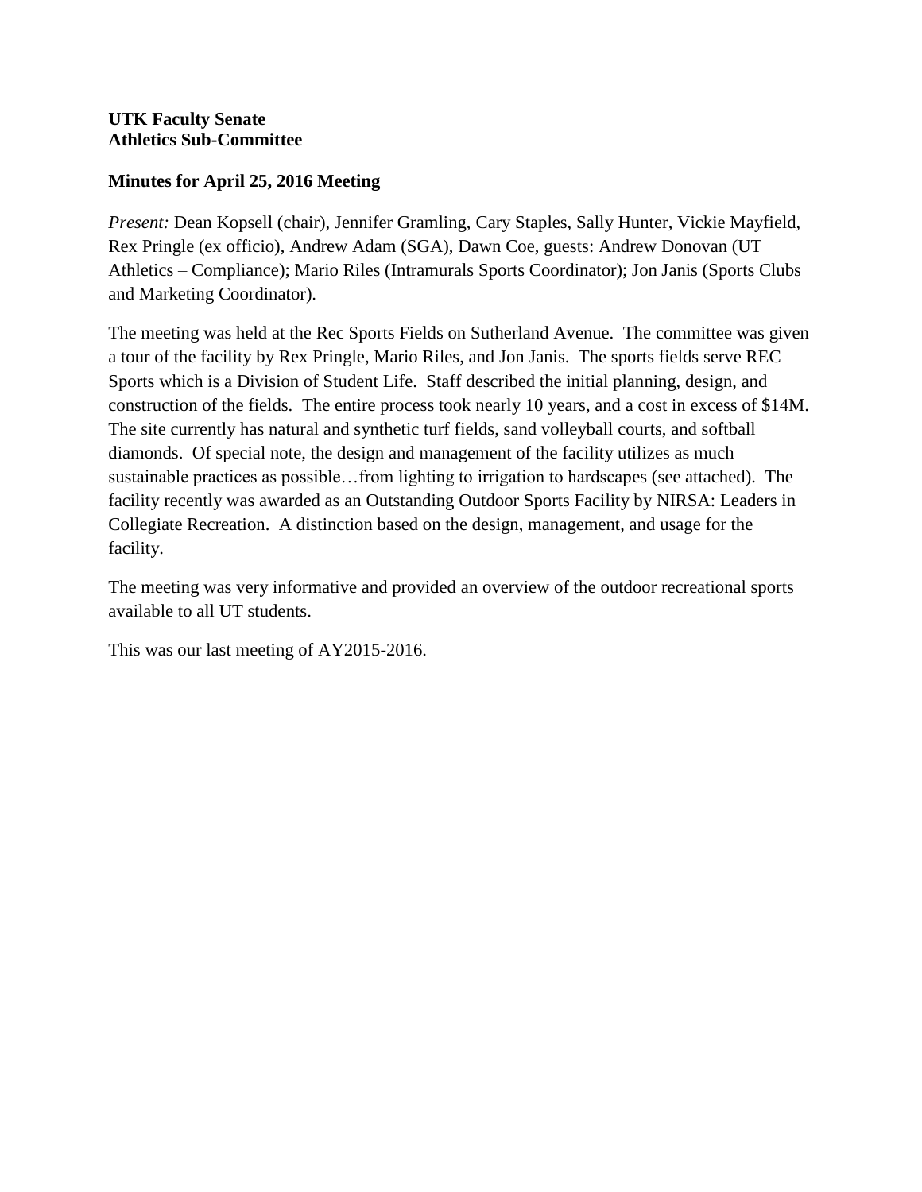**UTK Faculty Senate**
**Athletics Sub-Committee**

**Minutes for April 25, 2016 Meeting**

*Present:* Dean Kopsell (chair), Jennifer Gramling, Cary Staples, Sally Hunter, Vickie Mayfield, Rex Pringle (ex officio), Andrew Adam (SGA), Dawn Coe, guests: Andrew Donovan (UT Athletics – Compliance); Mario Riles (Intramurals Sports Coordinator); Jon Janis (Sports Clubs and Marketing Coordinator).

The meeting was held at the Rec Sports Fields on Sutherland Avenue. The committee was given a tour of the facility by Rex Pringle, Mario Riles, and Jon Janis. The sports fields serve REC Sports which is a Division of Student Life. Staff described the initial planning, design, and construction of the fields. The entire process took nearly 10 years, and a cost in excess of $14M. The site currently has natural and synthetic turf fields, sand volleyball courts, and softball diamonds. Of special note, the design and management of the facility utilizes as much sustainable practices as possible…from lighting to irrigation to hardscapes (see attached). The facility recently was awarded as an Outstanding Outdoor Sports Facility by NIRSA: Leaders in Collegiate Recreation. A distinction based on the design, management, and usage for the facility.

The meeting was very informative and provided an overview of the outdoor recreational sports available to all UT students.

This was our last meeting of AY2015-2016.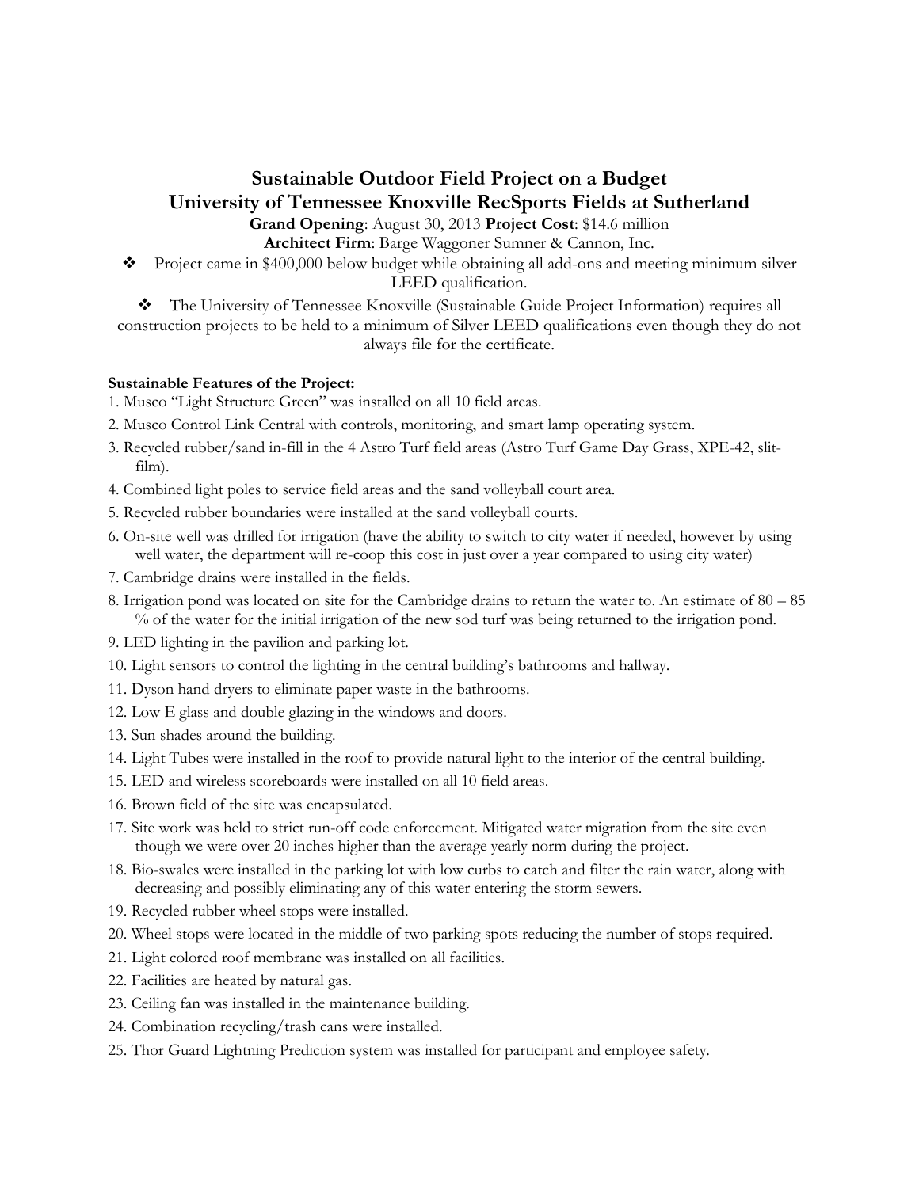# Sustainable Outdoor Field Project on a Budget
# University of Tennessee Knoxville RecSports Fields at Sutherland

**Grand Opening**: August 30, 2013 **Project Cost**: $14.6 million

**Architect Firm**: Barge Waggoner Sumner & Cannon, Inc.

- Project came in $400,000 below budget while obtaining all add-ons and meeting minimum silver LEED qualification.
- The University of Tennessee Knoxville (Sustainable Guide Project Information) requires all construction projects to be held to a minimum of Silver LEED qualifications even though they do not always file for the certificate.

**Sustainable Features of the Project:**

1. Musco "Light Structure Green" was installed on all 10 field areas.
2. Musco Control Link Central with controls, monitoring, and smart lamp operating system.
3. Recycled rubber/sand in-fill in the 4 Astro Turf field areas (Astro Turf Game Day Grass, XPE-42, slit-film).
4. Combined light poles to service field areas and the sand volleyball court area.
5. Recycled rubber boundaries were installed at the sand volleyball courts.
6. On-site well was drilled for irrigation (have the ability to switch to city water if needed, however by using well water, the department will re-coop this cost in just over a year compared to using city water)
7. Cambridge drains were installed in the fields.
8. Irrigation pond was located on site for the Cambridge drains to return the water to. An estimate of 80 – 85 % of the water for the initial irrigation of the new sod turf was being returned to the irrigation pond.
9. LED lighting in the pavilion and parking lot.
10. Light sensors to control the lighting in the central building's bathrooms and hallway.
11. Dyson hand dryers to eliminate paper waste in the bathrooms.
12. Low E glass and double glazing in the windows and doors.
13. Sun shades around the building.
14. Light Tubes were installed in the roof to provide natural light to the interior of the central building.
15. LED and wireless scoreboards were installed on all 10 field areas.
16. Brown field of the site was encapsulated.
17. Site work was held to strict run-off code enforcement. Mitigated water migration from the site even though we were over 20 inches higher than the average yearly norm during the project.
18. Bio-swales were installed in the parking lot with low curbs to catch and filter the rain water, along with decreasing and possibly eliminating any of this water entering the storm sewers.
19. Recycled rubber wheel stops were installed.
20. Wheel stops were located in the middle of two parking spots reducing the number of stops required.
21. Light colored roof membrane was installed on all facilities.
22. Facilities are heated by natural gas.
23. Ceiling fan was installed in the maintenance building.
24. Combination recycling/trash cans were installed.
25. Thor Guard Lightning Prediction system was installed for participant and employee safety.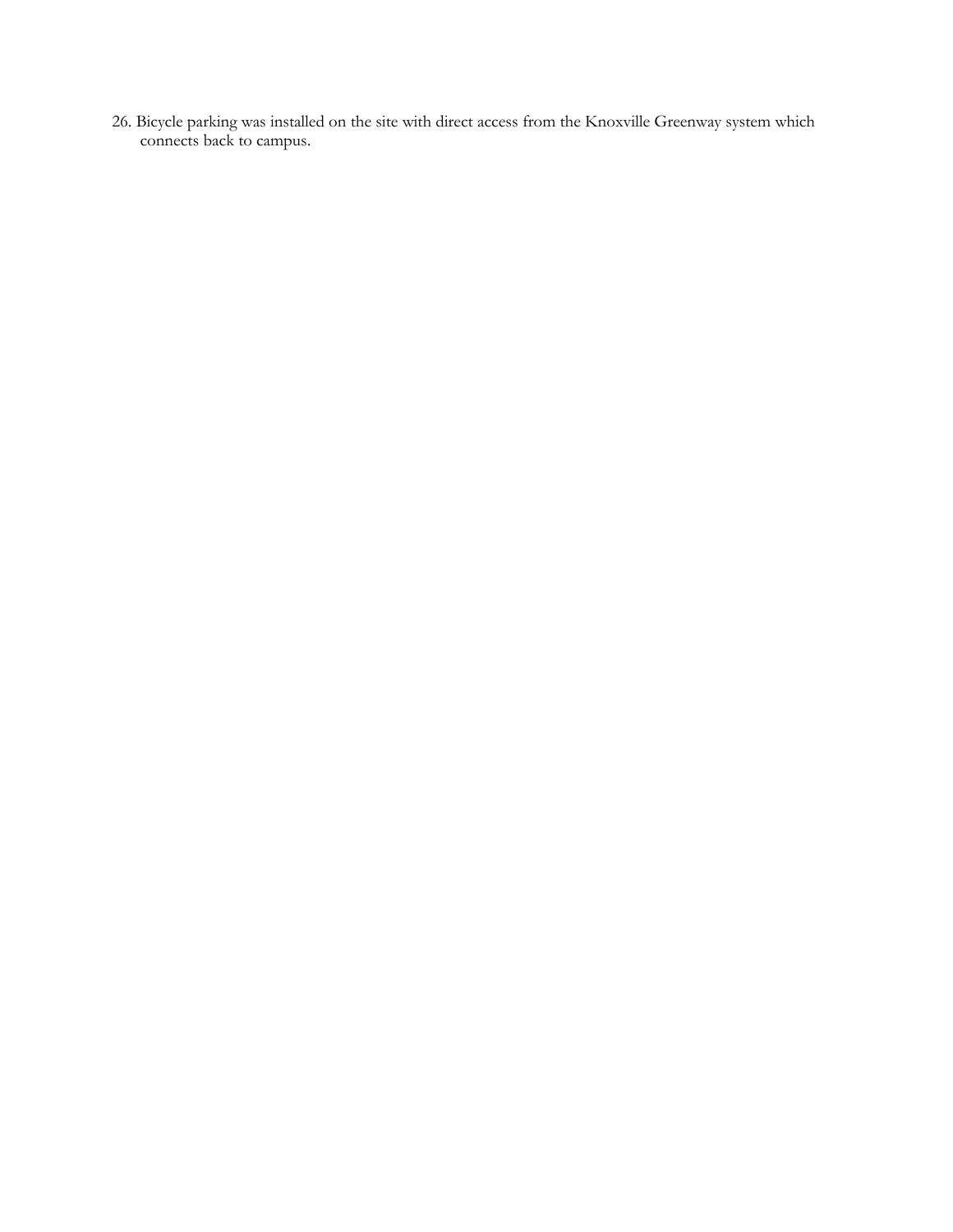26. Bicycle parking was installed on the site with direct access from the Knoxville Greenway system which connects back to campus.